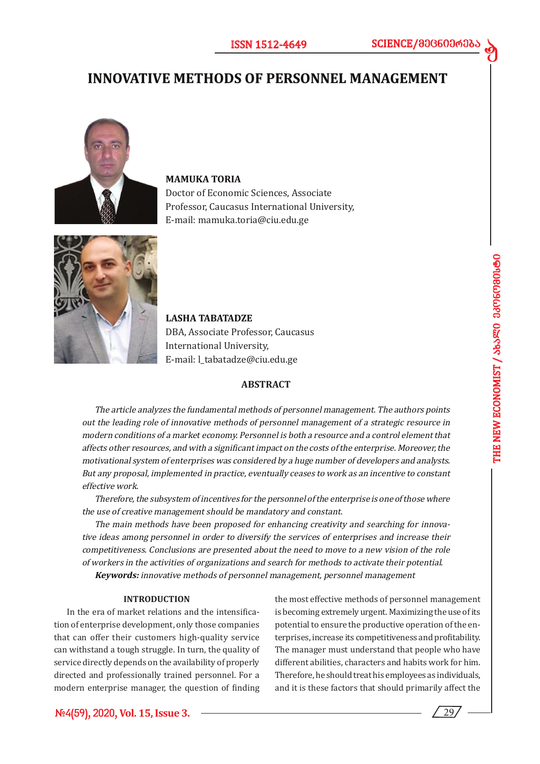# INNOVATIVE METHODS OF PERSONNEL MANAGEMENT

**MAMUKA TORIA**
Doctor of Economic Sciences, Associate Professor, Caucasus International University,
E-mail: mamuka.toria@ciu.edu.ge

**LASHA TABATADZE**
DBA, Associate Professor, Caucasus International University,
E-mail: l_tabatadze@ciu.edu.ge

## ABSTRACT

*The article analyzes the fundamental methods of personnel management. The authors points out the leading role of innovative methods of personnel management of a strategic resource in modern conditions of a market economy. Personnel is both a resource and a control element that affects other resources, and with a significant impact on the costs of the enterprise. Moreover, the motivational system of enterprises was considered by a huge number of developers and analysts. But any proposal, implemented in practice, eventually ceases to work as an incentive to constant effective work.*

*Therefore, the subsystem of incentives for the personnel of the enterprise is one of those where the use of creative management should be mandatory and constant.*

*The main methods have been proposed for enhancing creativity and searching for innovative ideas among personnel in order to diversify the services of enterprises and increase their competitiveness. Conclusions are presented about the need to move to a new vision of the role of workers in the activities of organizations and search for methods to activate their potential.*

***Keywords:*** *innovative methods of personnel management, personnel management*

## INTRODUCTION

In the era of market relations and the intensification of enterprise development, only those companies that can offer their customers high-quality service can withstand a tough struggle. In turn, the quality of service directly depends on the availability of properly directed and professionally trained personnel. For a modern enterprise manager, the question of finding the most effective methods of personnel management is becoming extremely urgent. Maximizing the use of its potential to ensure the productive operation of the enterprises, increase its competitiveness and profitability. The manager must understand that people who have different abilities, characters and habits work for him. Therefore, he should treat his employees as individuals, and it is these factors that should primarily affect the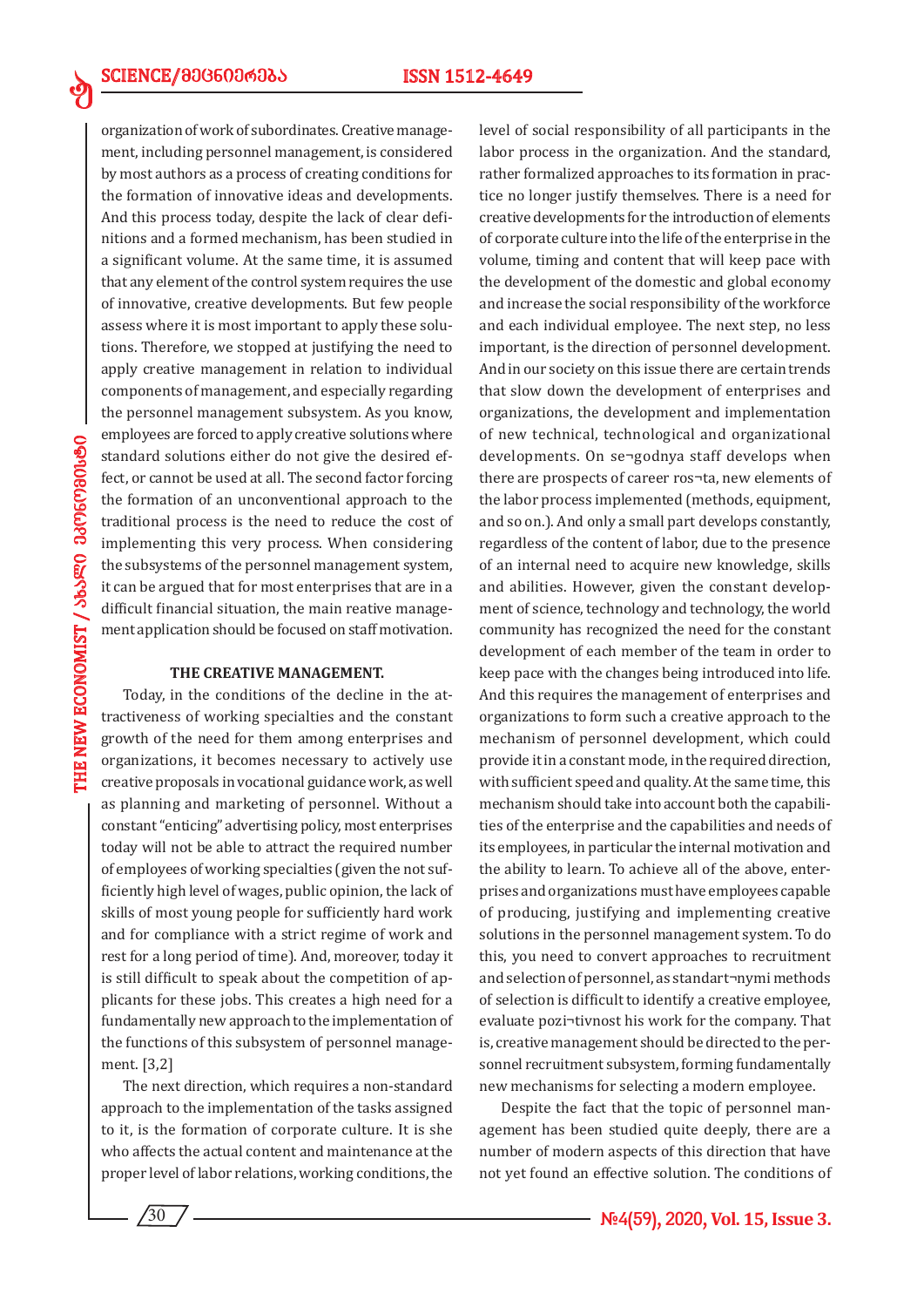organization of work of subordinates. Creative management, including personnel management, is considered by most authors as a process of creating conditions for the formation of innovative ideas and developments. And this process today, despite the lack of clear definitions and a formed mechanism, has been studied in a significant volume. At the same time, it is assumed that any element of the control system requires the use of innovative, creative developments. But few people assess where it is most important to apply these solutions. Therefore, we stopped at justifying the need to apply creative management in relation to individual components of management, and especially regarding the personnel management subsystem. As you know, employees are forced to apply creative solutions where standard solutions either do not give the desired effect, or cannot be used at all. The second factor forcing the formation of an unconventional approach to the traditional process is the need to reduce the cost of implementing this very process. When considering the subsystems of the personnel management system, it can be argued that for most enterprises that are in a difficult financial situation, the main reative management application should be focused on staff motivation.

**THE CREATIVE MANAGEMENT.**

Today, in the conditions of the decline in the attractiveness of working specialties and the constant growth of the need for them among enterprises and organizations, it becomes necessary to actively use creative proposals in vocational guidance work, as well as planning and marketing of personnel. Without a constant "enticing" advertising policy, most enterprises today will not be able to attract the required number of employees of working specialties (given the not sufficiently high level of wages, public opinion, the lack of skills of most young people for sufficiently hard work and for compliance with a strict regime of work and rest for a long period of time). And, moreover, today it is still difficult to speak about the competition of applicants for these jobs. This creates a high need for a fundamentally new approach to the implementation of the functions of this subsystem of personnel management. [3,2]

The next direction, which requires a non-standard approach to the implementation of the tasks assigned to it, is the formation of corporate culture. It is she who affects the actual content and maintenance at the proper level of labor relations, working conditions, the level of social responsibility of all participants in the labor process in the organization. And the standard, rather formalized approaches to its formation in practice no longer justify themselves. There is a need for creative developments for the introduction of elements of corporate culture into the life of the enterprise in the volume, timing and content that will keep pace with the development of the domestic and global economy and increase the social responsibility of the workforce and each individual employee. The next step, no less important, is the direction of personnel development. And in our society on this issue there are certain trends that slow down the development of enterprises and organizations, the development and implementation of new technical, technological and organizational developments. On se¬godnya staff develops when there are prospects of career ros¬ta, new elements of the labor process implemented (methods, equipment, and so on.). And only a small part develops constantly, regardless of the content of labor, due to the presence of an internal need to acquire new knowledge, skills and abilities. However, given the constant development of science, technology and technology, the world community has recognized the need for the constant development of each member of the team in order to keep pace with the changes being introduced into life. And this requires the management of enterprises and organizations to form such a creative approach to the mechanism of personnel development, which could provide it in a constant mode, in the required direction, with sufficient speed and quality. At the same time, this mechanism should take into account both the capabilities of the enterprise and the capabilities and needs of its employees, in particular the internal motivation and the ability to learn. To achieve all of the above, enterprises and organizations must have employees capable of producing, justifying and implementing creative solutions in the personnel management system. To do this, you need to convert approaches to recruitment and selection of personnel, as standart¬nymi methods of selection is difficult to identify a creative employee, evaluate pozi¬tivnost his work for the company. That is, creative management should be directed to the personnel recruitment subsystem, forming fundamentally new mechanisms for selecting a modern employee.

Despite the fact that the topic of personnel management has been studied quite deeply, there are a number of modern aspects of this direction that have not yet found an effective solution. The conditions of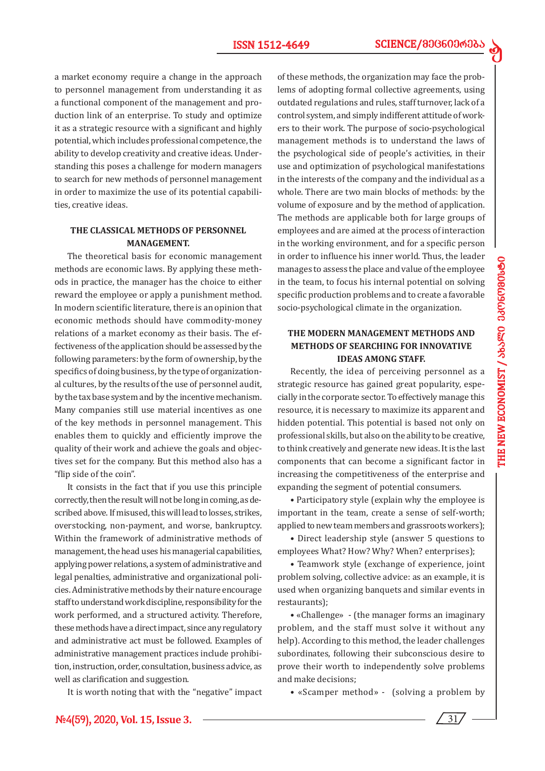a market economy require a change in the approach to personnel management from understanding it as a functional component of the management and production link of an enterprise. To study and optimize it as a strategic resource with a significant and highly potential, which includes professional competence, the ability to develop creativity and creative ideas. Understanding this poses a challenge for modern managers to search for new methods of personnel management in order to maximize the use of its potential capabilities, creative ideas.

## THE CLASSICAL METHODS OF PERSONNEL MANAGEMENT.

The theoretical basis for economic management methods are economic laws. By applying these methods in practice, the manager has the choice to either reward the employee or apply a punishment method. In modern scientific literature, there is an opinion that economic methods should have commodity-money relations of a market economy as their basis. The effectiveness of the application should be assessed by the following parameters: by the form of ownership, by the specifics of doing business, by the type of organizational cultures, by the results of the use of personnel audit, by the tax base system and by the incentive mechanism. Many companies still use material incentives as one of the key methods in personnel management. This enables them to quickly and efficiently improve the quality of their work and achieve the goals and objectives set for the company. But this method also has a "flip side of the coin".

It consists in the fact that if you use this principle correctly, then the result will not be long in coming, as described above. If misused, this will lead to losses, strikes, overstocking, non-payment, and worse, bankruptcy. Within the framework of administrative methods of management, the head uses his managerial capabilities, applying power relations, a system of administrative and legal penalties, administrative and organizational policies. Administrative methods by their nature encourage staff to understand work discipline, responsibility for the work performed, and a structured activity. Therefore, these methods have a direct impact, since any regulatory and administrative act must be followed. Examples of administrative management practices include prohibition, instruction, order, consultation, business advice, as well as clarification and suggestion.

It is worth noting that with the "negative" impact of these methods, the organization may face the problems of adopting formal collective agreements, using outdated regulations and rules, staff turnover, lack of a control system, and simply indifferent attitude of workers to their work. The purpose of socio-psychological management methods is to understand the laws of the psychological side of people's activities, in their use and optimization of psychological manifestations in the interests of the company and the individual as a whole. There are two main blocks of methods: by the volume of exposure and by the method of application. The methods are applicable both for large groups of employees and are aimed at the process of interaction in the working environment, and for a specific person in order to influence his inner world. Thus, the leader manages to assess the place and value of the employee in the team, to focus his internal potential on solving specific production problems and to create a favorable socio-psychological climate in the organization.

## THE MODERN MANAGEMENT METHODS AND METHODS OF SEARCHING FOR INNOVATIVE IDEAS AMONG STAFF.

Recently, the idea of perceiving personnel as a strategic resource has gained great popularity, especially in the corporate sector. To effectively manage this resource, it is necessary to maximize its apparent and hidden potential. This potential is based not only on professional skills, but also on the ability to be creative, to think creatively and generate new ideas. It is the last components that can become a significant factor in increasing the competitiveness of the enterprise and expanding the segment of potential consumers.

- Participatory style (explain why the employee is important in the team, create a sense of self-worth; applied to new team members and grassroots workers);
- Direct leadership style (answer 5 questions to employees What? How? Why? When? enterprises);
- Teamwork style (exchange of experience, joint problem solving, collective advice: as an example, it is used when organizing banquets and similar events in restaurants);
- «Challenge» - (the manager forms an imaginary problem, and the staff must solve it without any help). According to this method, the leader challenges subordinates, following their subconscious desire to prove their worth to independently solve problems and make decisions;
- «Scamper method» - (solving a problem by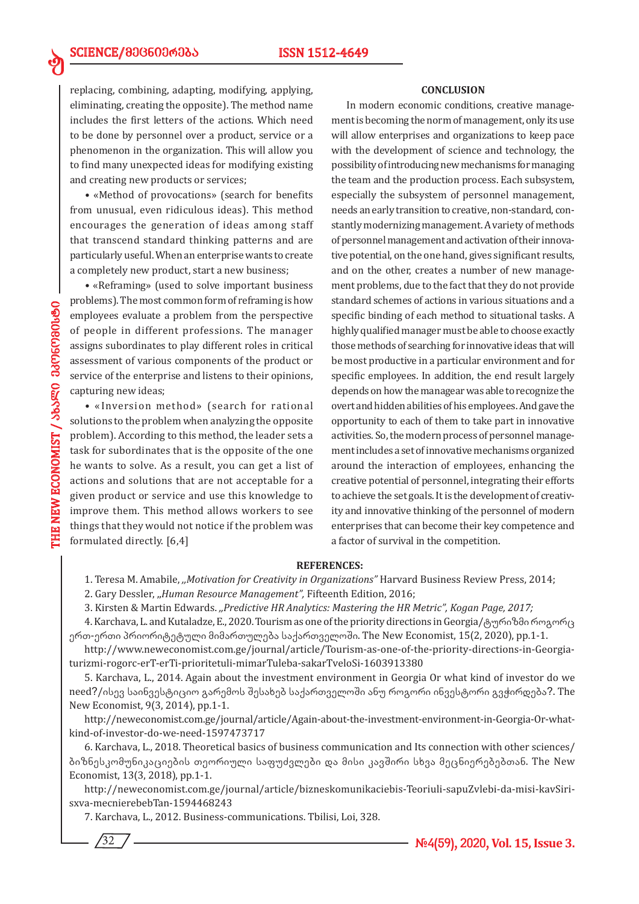replacing, combining, adapting, modifying, applying, eliminating, creating the opposite). The method name includes the first letters of the actions. Which need to be done by personnel over a product, service or a phenomenon in the organization. This will allow you to find many unexpected ideas for modifying existing and creating new products or services;

- «Method of provocations» (search for benefits from unusual, even ridiculous ideas). This method encourages the generation of ideas among staff that transcend standard thinking patterns and are particularly useful. When an enterprise wants to create a completely new product, start a new business;
- «Reframing» (used to solve important business problems). The most common form of reframing is how employees evaluate a problem from the perspective of people in different professions. The manager assigns subordinates to play different roles in critical assessment of various components of the product or service of the enterprise and listens to their opinions, capturing new ideas;
- «Inversion method» (search for rational solutions to the problem when analyzing the opposite problem). According to this method, the leader sets a task for subordinates that is the opposite of the one he wants to solve. As a result, you can get a list of actions and solutions that are not acceptable for a given product or service and use this knowledge to improve them. This method allows workers to see things that they would not notice if the problem was formulated directly. [6,4]

## CONCLUSION

In modern economic conditions, creative management is becoming the norm of management, only its use will allow enterprises and organizations to keep pace with the development of science and technology, the possibility of introducing new mechanisms for managing the team and the production process. Each subsystem, especially the subsystem of personnel management, needs an early transition to creative, non-standard, constantly modernizing management. A variety of methods of personnel management and activation of their innovative potential, on the one hand, gives significant results, and on the other, creates a number of new management problems, due to the fact that they do not provide standard schemes of actions in various situations and a specific binding of each method to situational tasks. A highly qualified manager must be able to choose exactly those methods of searching for innovative ideas that will be most productive in a particular environment and for specific employees. In addition, the end result largely depends on how the managear was able to recognize the overt and hidden abilities of his employees. And gave the opportunity to each of them to take part in innovative activities. So, the modern process of personnel management includes a set of innovative mechanisms organized around the interaction of employees, enhancing the creative potential of personnel, integrating their efforts to achieve the set goals. It is the development of creativity and innovative thinking of the personnel of modern enterprises that can become their key competence and a factor of survival in the competition.

## REFERENCES:

1. Teresa M. Amabile, *„Motivation for Creativity in Organizations"* Harvard Business Review Press, 2014;
2. Gary Dessler, *„Human Resource Management",* Fifteenth Edition, 2016;
3. Kirsten & Martin Edwards. *„Predictive HR Analytics: Mastering the HR Metric", Kogan Page, 2017;*
4. Karchava, L. and Kutaladze, E., 2020. Tourism as one of the priority directions in Georgia/ტურიზმი როგორც ერთ-ერთი პრიორიტეტული მიმართულება საქართველოში. The New Economist, 15(2, 2020), pp.1-1.

   http://www.neweconomist.com.ge/journal/article/Tourism-as-one-of-the-priority-directions-in-Georgia-turizmi-rogorc-erT-erTi-prioritetuli-mimarTuleba-sakarTveloSi-1603913380
5. Karchava, L., 2014. Again about the investment environment in Georgia Or what kind of investor do we need?/ისევ საინვესტიციო გარემოს შესახებ საქართველოში ანუ როგორი ინვესტორი გვჭირდება?. The New Economist, 9(3, 2014), pp.1-1.

   http://neweconomist.com.ge/journal/article/Again-about-the-investment-environment-in-Georgia-Or-what-kind-of-investor-do-we-need-1597473717
6. Karchava, L., 2018. Theoretical basics of business communication and Its connection with other sciences/ ბიზნესკომუნიკაციების თეორიული საფუძვლები და მისი კავშირი სხვა მეცნიერებებთან. The New Economist, 13(3, 2018), pp.1-1.

   http://neweconomist.com.ge/journal/article/bizneskomunikaciebis-Teoriuli-sapuZvlebi-da-misi-kavSiri-sxva-mecnierebebTan-1594468243
7. Karchava, L., 2012. Business-communications. Tbilisi, Loi, 328.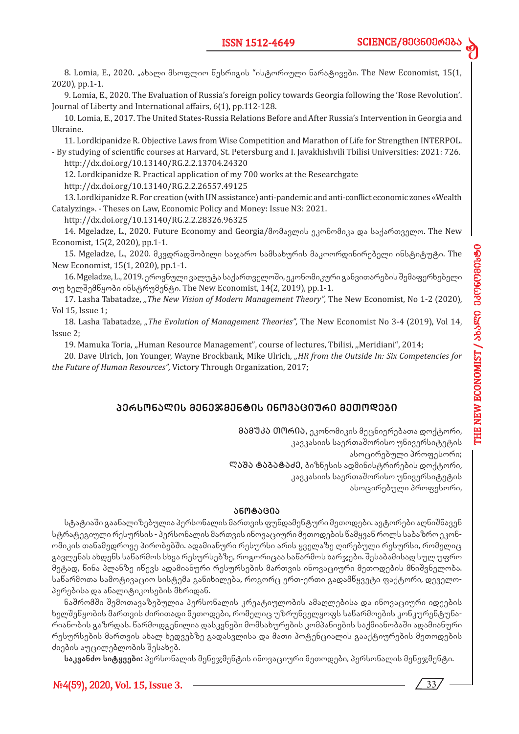8. Lomia, E., 2020. „ახალი მსოფლიო წესრიგის "ისტორიული ნარატივები. The New Economist, 15(1, 2020), pp.1-1.

9. Lomia, E., 2020. The Evaluation of Russia's foreign policy towards Georgia following the 'Rose Revolution'. Journal of Liberty and International affairs, 6(1), pp.112-128.

10. Lomia, E., 2017. The United States-Russia Relations Before and After Russia's Intervention in Georgia and Ukraine.

11. Lordkipanidze R. Objective Laws from Wise Competition and Marathon of Life for Strengthen INTERPOL. - By studying of scientific courses at Harvard, St. Petersburg and I. Javakhishvili Tbilisi Universities: 2021: 726. http://dx.doi.org/10.13140/RG.2.2.13704.24320

12. Lordkipanidze R. Practical application of my 700 works at the Researchgate http://dx.doi.org/10.13140/RG.2.2.26557.49125

13. Lordkipanidze R. For creation (with UN assistance) anti-pandemic and anti-conflict economic zones «Wealth Catalyzing». - Theses on Law, Economic Policy and Money: Issue N3: 2021. http://dx.doi.org/10.13140/RG.2.2.28326.96325

14. Mgeladze, L., 2020. Future Economy and Georgia/მომავლის ეკონომიკა და საქართველო. The New Economist, 15(2, 2020), pp.1-1.

15. Mgeladze, L., 2020. მკვდრადშობილი საჯარო სამსახურის მაკოორდინირებელი ინსტიტუტი. The New Economist, 15(1, 2020), pp.1-1.

16. Mgeladze, L., 2019. ეროვნული ვალუტა საქართველოში, ეკონომიკური განვითარების შემაფერხებელი თუ ხელშემწყობი ინსტრუმენტი. The New Economist, 14(2, 2019), pp.1-1.

17. Lasha Tabatadze, *„The New Vision of Modern Management Theory",* The New Economist, No 1-2 (2020), Vol 15, Issue 1;

18. Lasha Tabatadze, *„The Evolution of Management Theories",* The New Economist No 3-4 (2019), Vol 14, Issue 2;

19. Mamuka Toria, „Human Resource Management", course of lectures, Tbilisi, „Meridiani", 2014;

20. Dave Ulrich, Jon Younger, Wayne Brockbank, Mike Ulrich, *„HR from the Outside In: Six Competencies for the Future of Human Resources",* Victory Through Organization, 2017;

## პერსონალის მენეჯმენტის ინოვაციური მეთოდები

**მამუკა თორია**, ეკონომიკის მეცნიერებათა დოქტორი, კავკასიის საერთაშორისო უნივერსიტეტის ასოცირებული პროფესორი;

**ლაშა ტაბატაძე**, ბიზნესის ადმინისტრირების დოქტორი, კავკასიის საერთაშორისო უნივერსიტეტის ასოცირებული პროფესორი,

### ანოტაცია

სტატიაში გაანალიზებულია პერსონალის მართვის ფუნდამენტური მეთოდები. ავტორები აღნიშნავენ სტრატეგიული რესურსის - პერსონალის მართვის ინოვაციური მეთოდების წამყვან როლს საბაზრო ეკონომიკის თანამედროვე პირობებში. ადამიანური რესურსი არის ყველაზე ღირებული რესურსი, რომელიც გავლენას ახდენს საწარმოს სხვა რესურსებზე, როგორიცაა საწარმოს ხარჯები. შესაბამისად სულ უფრო მეტად, წინა პლანზე იწევს ადამიანური რესურსების მართვის ინოვაციური მეთოდების მნიშვნელობა. საწარმოთა სამოტივაციო სისტემა განიხილება, როგორც ერთ-ერთი გადამწყვეტი ფაქტორი, დეველოპერებისა და ანალიტიკოსების მხრიდან.

ნაშრომში შემოთავაზებულია პერსონალის კრეატიულობის ამაღლებისა და ინოვაციური იდეების ხელშეწყობის მართვის ძირითადი მეთოდები, რომელიც უზრუნველყოფს საწარმოების კონკურენტუნარიანობის გაზრდას. წარმოდგენილია დასკვნები მომსახურების კომპანიების საქმიანობაში ადამიანური რესურსების მართვის ახალ ხედვებზე გადასვლისა და მათი პოტენციალის გააქტიურების მეთოდების ძიების აუცილებლობის შესახებ.

**საკვანძო სიტყვები:** პერსონალის მენეჯმენტის ინოვაციური მეთოდები, პერსონალის მენეჯმენტი.